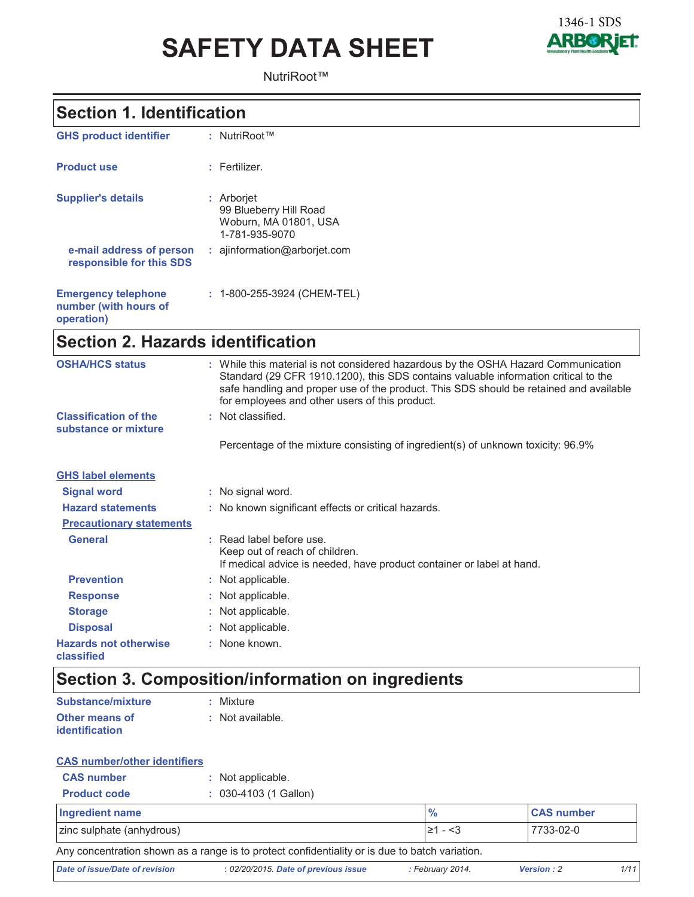1346-1 SDS

# SAFETY DATA SHEET

NutriRoot™

## Section 1. Identification

**GHS product identifier** : NutriRoot™

**Product use** : Fertilizer.

**Supplier's details** : Arborjet
99 Blueberry Hill Road
Woburn, MA 01801, USA
1-781-935-9070

**e-mail address of person responsible for this SDS** : ajinformation@arborjet.com

**Emergency telephone number (with hours of operation)** : 1-800-255-3924 (CHEM-TEL)

## Section 2. Hazards identification

**OSHA/HCS status** : While this material is not considered hazardous by the OSHA Hazard Communication Standard (29 CFR 1910.1200), this SDS contains valuable information critical to the safe handling and proper use of the product. This SDS should be retained and available for employees and other users of this product.

**Classification of the substance or mixture** : Not classified.

Percentage of the mixture consisting of ingredient(s) of unknown toxicity: 96.9%

**GHS label elements**

**Signal word** : No signal word.

**Hazard statements** : No known significant effects or critical hazards.

**Precautionary statements**

**General** : Read label before use.
Keep out of reach of children.
If medical advice is needed, have product container or label at hand.

**Prevention** : Not applicable.

**Response** : Not applicable.

**Storage** : Not applicable.

**Disposal** : Not applicable.

**Hazards not otherwise classified** : None known.

## Section 3. Composition/information on ingredients

**Substance/mixture** : Mixture

**Other means of identification** : Not available.

**CAS number/other identifiers**

**CAS number** : Not applicable.

**Product code** : 030-4103 (1 Gallon)

| Ingredient name | % | CAS number |
|---|---|---|
| zinc sulphate (anhydrous) | ≥1 - <3 | 7733-02-0 |

Any concentration shown as a range is to protect confidentiality or is due to batch variation.

*Date of issue/Date of revision* : 02/20/2015. *Date of previous issue* : February 2014. *Version* : 2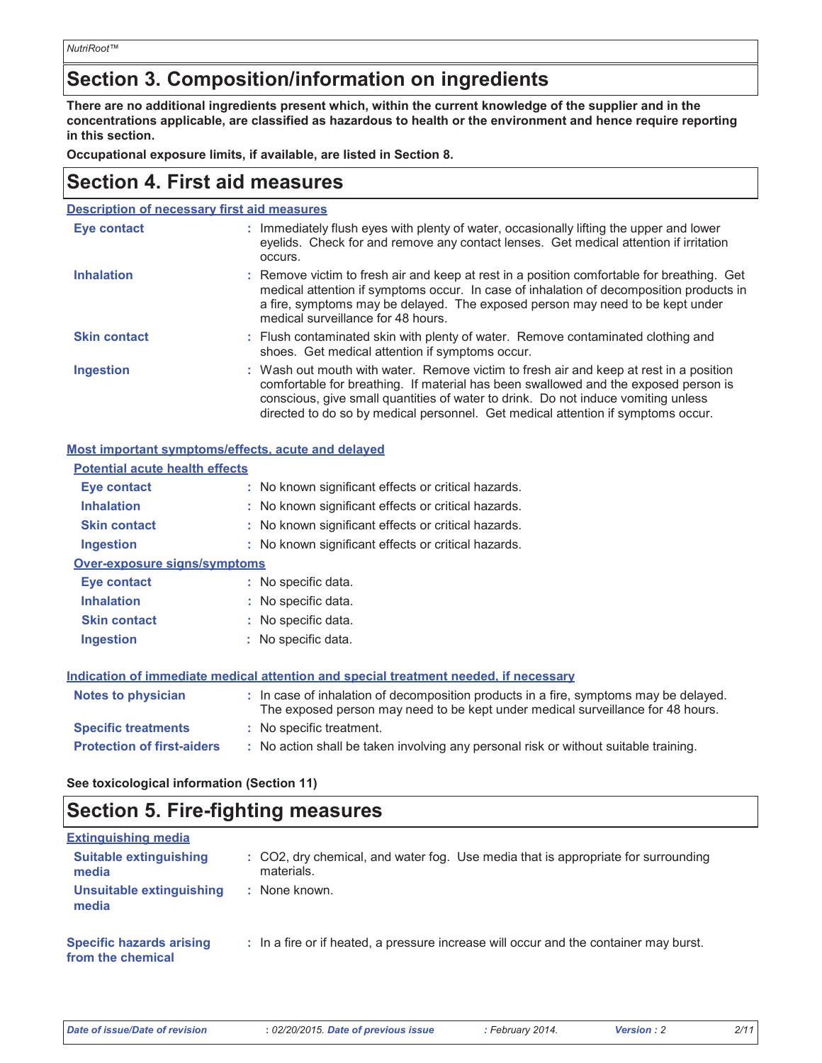## Section 3. Composition/information on ingredients

**There are no additional ingredients present which, within the current knowledge of the supplier and in the concentrations applicable, are classified as hazardous to health or the environment and hence require reporting in this section.**

**Occupational exposure limits, if available, are listed in Section 8.**

## Section 4. First aid measures

### Description of necessary first aid measures

| | |
|---|---|
| **Eye contact** | : Immediately flush eyes with plenty of water, occasionally lifting the upper and lower eyelids. Check for and remove any contact lenses. Get medical attention if irritation occurs. |
| **Inhalation** | : Remove victim to fresh air and keep at rest in a position comfortable for breathing. Get medical attention if symptoms occur. In case of inhalation of decomposition products in a fire, symptoms may be delayed. The exposed person may need to be kept under medical surveillance for 48 hours. |
| **Skin contact** | : Flush contaminated skin with plenty of water. Remove contaminated clothing and shoes. Get medical attention if symptoms occur. |
| **Ingestion** | : Wash out mouth with water. Remove victim to fresh air and keep at rest in a position comfortable for breathing. If material has been swallowed and the exposed person is conscious, give small quantities of water to drink. Do not induce vomiting unless directed to do so by medical personnel. Get medical attention if symptoms occur. |

### Most important symptoms/effects, acute and delayed

#### Potential acute health effects

| | |
|---|---|
| **Eye contact** | : No known significant effects or critical hazards. |
| **Inhalation** | : No known significant effects or critical hazards. |
| **Skin contact** | : No known significant effects or critical hazards. |
| **Ingestion** | : No known significant effects or critical hazards. |

#### Over-exposure signs/symptoms

| | |
|---|---|
| **Eye contact** | : No specific data. |
| **Inhalation** | : No specific data. |
| **Skin contact** | : No specific data. |
| **Ingestion** | : No specific data. |

### Indication of immediate medical attention and special treatment needed, if necessary

| | |
|---|---|
| **Notes to physician** | : In case of inhalation of decomposition products in a fire, symptoms may be delayed. The exposed person may need to be kept under medical surveillance for 48 hours. |
| **Specific treatments** | : No specific treatment. |
| **Protection of first-aiders** | : No action shall be taken involving any personal risk or without suitable training. |

**See toxicological information (Section 11)**

## Section 5. Fire-fighting measures

### Extinguishing media

| | |
|---|---|
| **Suitable extinguishing media** | : CO2, dry chemical, and water fog. Use media that is appropriate for surrounding materials. |
| **Unsuitable extinguishing media** | : None known. |

| | |
|---|---|
| **Specific hazards arising from the chemical** | : In a fire or if heated, a pressure increase will occur and the container may burst. |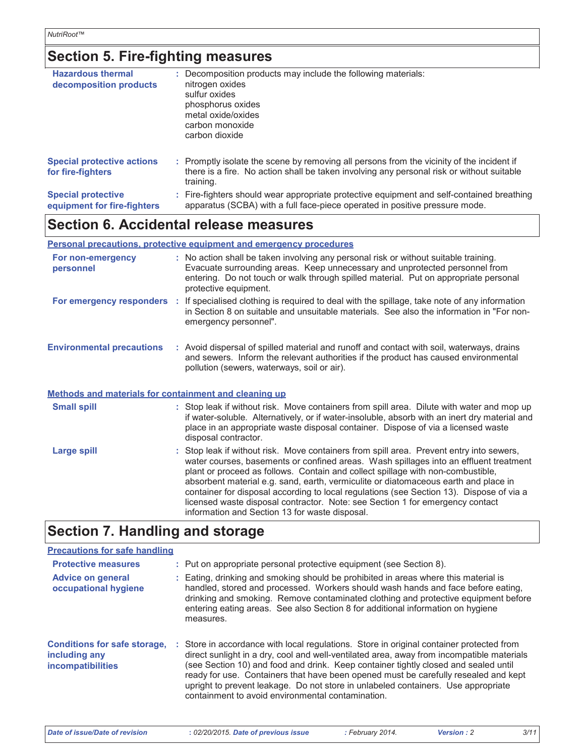## Section 5. Fire-fighting measures

| | |
|---|---|
| **Hazardous thermal decomposition products** | : Decomposition products may include the following materials: nitrogen oxides, sulfur oxides, phosphorus oxides, metal oxide/oxides, carbon monoxide, carbon dioxide |
| **Special protective actions for fire-fighters** | : Promptly isolate the scene by removing all persons from the vicinity of the incident if there is a fire. No action shall be taken involving any personal risk or without suitable training. |
| **Special protective equipment for fire-fighters** | : Fire-fighters should wear appropriate protective equipment and self-contained breathing apparatus (SCBA) with a full face-piece operated in positive pressure mode. |

## Section 6. Accidental release measures

**Personal precautions, protective equipment and emergency procedures**

| | |
|---|---|
| **For non-emergency personnel** | : No action shall be taken involving any personal risk or without suitable training. Evacuate surrounding areas. Keep unnecessary and unprotected personnel from entering. Do not touch or walk through spilled material. Put on appropriate personal protective equipment. |
| **For emergency responders** | : If specialised clothing is required to deal with the spillage, take note of any information in Section 8 on suitable and unsuitable materials. See also the information in "For non-emergency personnel". |
| **Environmental precautions** | : Avoid dispersal of spilled material and runoff and contact with soil, waterways, drains and sewers. Inform the relevant authorities if the product has caused environmental pollution (sewers, waterways, soil or air). |

**Methods and materials for containment and cleaning up**

| | |
|---|---|
| **Small spill** | : Stop leak if without risk. Move containers from spill area. Dilute with water and mop up if water-soluble. Alternatively, or if water-insoluble, absorb with an inert dry material and place in an appropriate waste disposal container. Dispose of via a licensed waste disposal contractor. |
| **Large spill** | : Stop leak if without risk. Move containers from spill area. Prevent entry into sewers, water courses, basements or confined areas. Wash spillages into an effluent treatment plant or proceed as follows. Contain and collect spillage with non-combustible, absorbent material e.g. sand, earth, vermiculite or diatomaceous earth and place in container for disposal according to local regulations (see Section 13). Dispose of via a licensed waste disposal contractor. Note: see Section 1 for emergency contact information and Section 13 for waste disposal. |

## Section 7. Handling and storage

**Precautions for safe handling**

| | |
|---|---|
| **Protective measures** | : Put on appropriate personal protective equipment (see Section 8). |
| **Advice on general occupational hygiene** | : Eating, drinking and smoking should be prohibited in areas where this material is handled, stored and processed. Workers should wash hands and face before eating, drinking and smoking. Remove contaminated clothing and protective equipment before entering eating areas. See also Section 8 for additional information on hygiene measures. |
| **Conditions for safe storage, including any incompatibilities** | : Store in accordance with local regulations. Store in original container protected from direct sunlight in a dry, cool and well-ventilated area, away from incompatible materials (see Section 10) and food and drink. Keep container tightly closed and sealed until ready for use. Containers that have been opened must be carefully resealed and kept upright to prevent leakage. Do not store in unlabeled containers. Use appropriate containment to avoid environmental contamination. |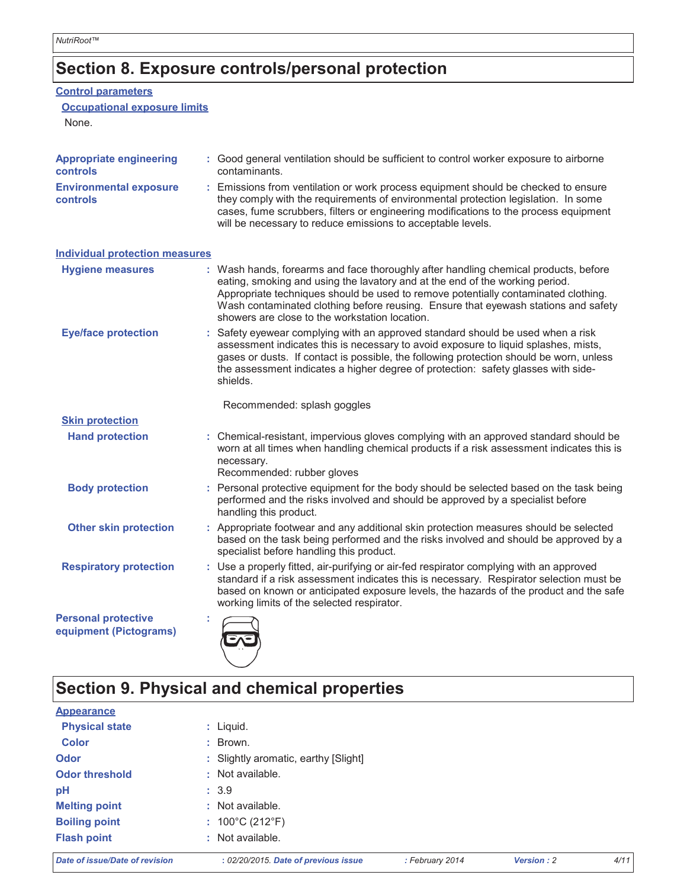# Section 8. Exposure controls/personal protection

## Control parameters

### Occupational exposure limits

None.

**Appropriate engineering controls** : Good general ventilation should be sufficient to control worker exposure to airborne contaminants.

**Environmental exposure controls** : Emissions from ventilation or work process equipment should be checked to ensure they comply with the requirements of environmental protection legislation. In some cases, fume scrubbers, filters or engineering modifications to the process equipment will be necessary to reduce emissions to acceptable levels.

## Individual protection measures

**Hygiene measures** : Wash hands, forearms and face thoroughly after handling chemical products, before eating, smoking and using the lavatory and at the end of the working period. Appropriate techniques should be used to remove potentially contaminated clothing. Wash contaminated clothing before reusing. Ensure that eyewash stations and safety showers are close to the workstation location.

**Eye/face protection** : Safety eyewear complying with an approved standard should be used when a risk assessment indicates this is necessary to avoid exposure to liquid splashes, mists, gases or dusts. If contact is possible, the following protection should be worn, unless the assessment indicates a higher degree of protection: safety glasses with side-shields.

Recommended: splash goggles

### Skin protection

**Hand protection** : Chemical-resistant, impervious gloves complying with an approved standard should be worn at all times when handling chemical products if a risk assessment indicates this is necessary.
Recommended: rubber gloves

**Body protection** : Personal protective equipment for the body should be selected based on the task being performed and the risks involved and should be approved by a specialist before handling this product.

**Other skin protection** : Appropriate footwear and any additional skin protection measures should be selected based on the task being performed and the risks involved and should be approved by a specialist before handling this product.

**Respiratory protection** : Use a properly fitted, air-purifying or air-fed respirator complying with an approved standard if a risk assessment indicates this is necessary. Respirator selection must be based on known or anticipated exposure levels, the hazards of the product and the safe working limits of the selected respirator.

**Personal protective equipment (Pictograms)** :

# Section 9. Physical and chemical properties

## Appearance

**Physical state** : Liquid.

**Color** : Brown.

**Odor** : Slightly aromatic, earthy [Slight]

**Odor threshold** : Not available.

**pH** : 3.9

**Melting point** : Not available.

**Boiling point** : 100°C (212°F)

**Flash point** : Not available.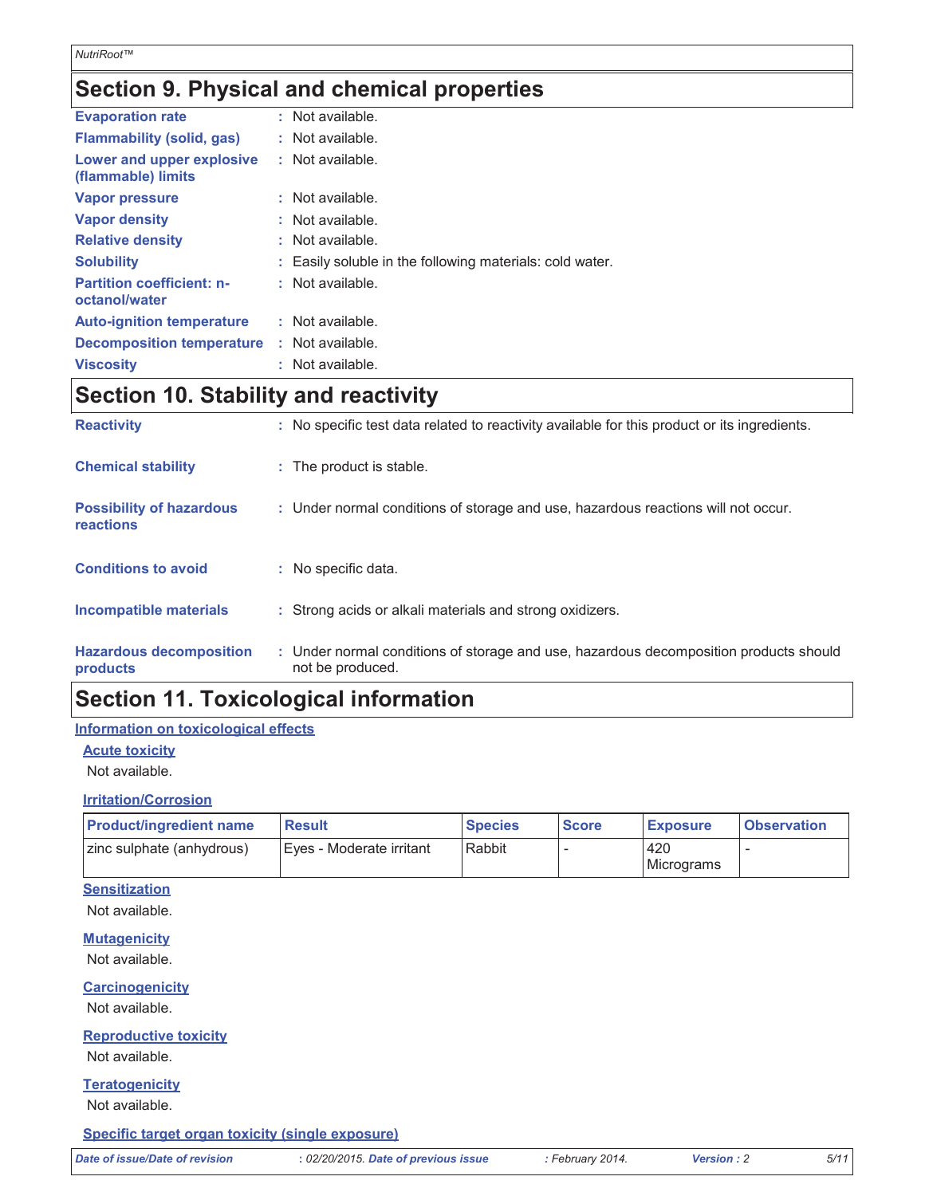## Section 9. Physical and chemical properties

| | |
|---|---|
| **Evaporation rate** | : Not available. |
| **Flammability (solid, gas)** | : Not available. |
| **Lower and upper explosive (flammable) limits** | : Not available. |
| **Vapor pressure** | : Not available. |
| **Vapor density** | : Not available. |
| **Relative density** | : Not available. |
| **Solubility** | : Easily soluble in the following materials: cold water. |
| **Partition coefficient: n-octanol/water** | : Not available. |
| **Auto-ignition temperature** | : Not available. |
| **Decomposition temperature** | : Not available. |
| **Viscosity** | : Not available. |

## Section 10. Stability and reactivity

| | |
|---|---|
| **Reactivity** | : No specific test data related to reactivity available for this product or its ingredients. |
| **Chemical stability** | : The product is stable. |
| **Possibility of hazardous reactions** | : Under normal conditions of storage and use, hazardous reactions will not occur. |
| **Conditions to avoid** | : No specific data. |
| **Incompatible materials** | : Strong acids or alkali materials and strong oxidizers. |
| **Hazardous decomposition products** | : Under normal conditions of storage and use, hazardous decomposition products should not be produced. |

## Section 11. Toxicological information

### Information on toxicological effects

#### Acute toxicity

Not available.

#### Irritation/Corrosion

| Product/ingredient name | Result | Species | Score | Exposure | Observation |
|---|---|---|---|---|---|
| zinc sulphate (anhydrous) | Eyes - Moderate irritant | Rabbit | - | 420 Micrograms | - |

#### Sensitization

Not available.

#### Mutagenicity

Not available.

#### Carcinogenicity

Not available.

#### Reproductive toxicity

Not available.

#### Teratogenicity

Not available.

#### Specific target organ toxicity (single exposure)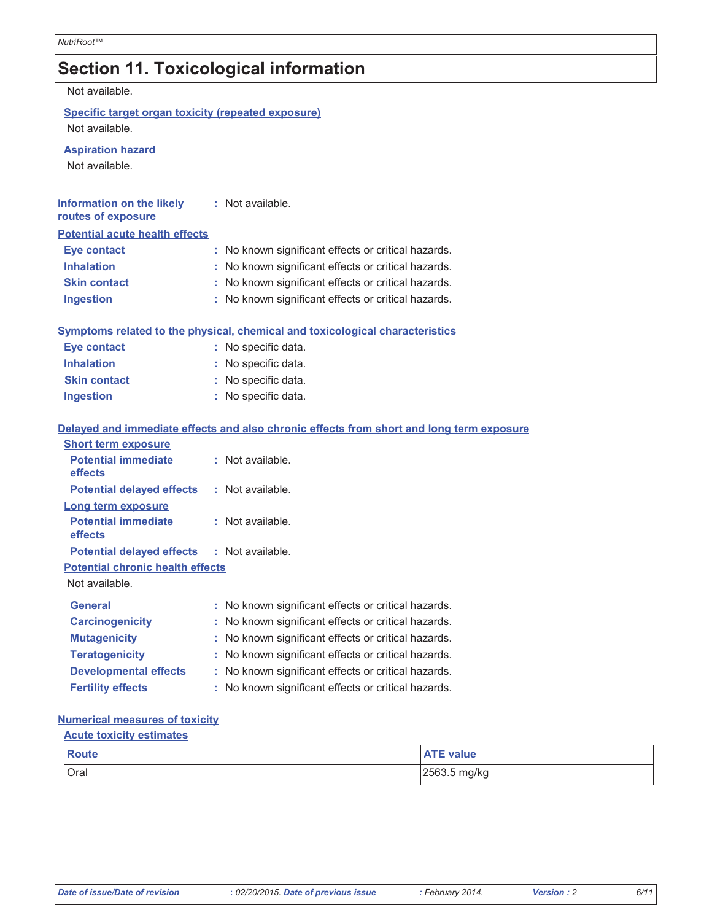## Section 11. Toxicological information

Not available.

**Specific target organ toxicity (repeated exposure)**

Not available.

**Aspiration hazard**

Not available.

**Information on the likely routes of exposure** : Not available.

**Potential acute health effects**

**Eye contact** : No known significant effects or critical hazards.
**Inhalation** : No known significant effects or critical hazards.
**Skin contact** : No known significant effects or critical hazards.
**Ingestion** : No known significant effects or critical hazards.

**Symptoms related to the physical, chemical and toxicological characteristics**

**Eye contact** : No specific data.
**Inhalation** : No specific data.
**Skin contact** : No specific data.
**Ingestion** : No specific data.

**Delayed and immediate effects and also chronic effects from short and long term exposure**

**Short term exposure**

**Potential immediate effects** : Not available.
**Potential delayed effects** : Not available.

**Long term exposure**

**Potential immediate effects** : Not available.
**Potential delayed effects** : Not available.

**Potential chronic health effects**

Not available.

**General** : No known significant effects or critical hazards.
**Carcinogenicity** : No known significant effects or critical hazards.
**Mutagenicity** : No known significant effects or critical hazards.
**Teratogenicity** : No known significant effects or critical hazards.
**Developmental effects** : No known significant effects or critical hazards.
**Fertility effects** : No known significant effects or critical hazards.

**Numerical measures of toxicity**

**Acute toxicity estimates**

| Route | ATE value |
| --- | --- |
| Oral | 2563.5 mg/kg |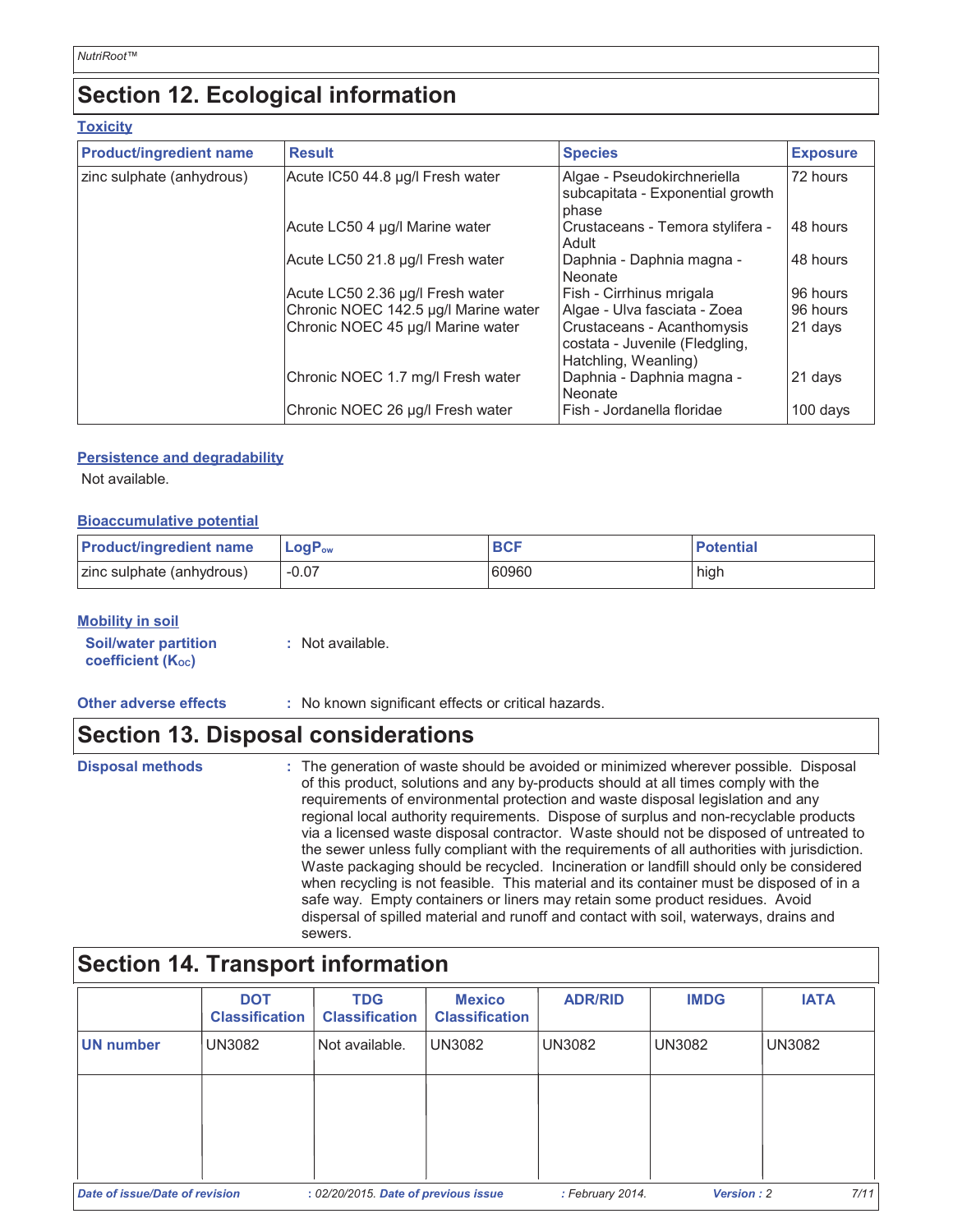## Section 12. Ecological information

### Toxicity

| Product/ingredient name | Result | Species | Exposure |
|---|---|---|---|
| zinc sulphate (anhydrous) | Acute IC50 44.8 µg/l Fresh water | Algae - Pseudokirchneriella subcapitata - Exponential growth phase | 72 hours |
| | Acute LC50 4 µg/l Marine water | Crustaceans - Temora stylifera - Adult | 48 hours |
| | Acute LC50 21.8 µg/l Fresh water | Daphnia - Daphnia magna - Neonate | 48 hours |
| | Acute LC50 2.36 µg/l Fresh water | Fish - Cirrhinus mrigala | 96 hours |
| | Chronic NOEC 142.5 µg/l Marine water | Algae - Ulva fasciata - Zoea | 96 hours |
| | Chronic NOEC 45 µg/l Marine water | Crustaceans - Acanthomysis costata - Juvenile (Fledgling, Hatchling, Weanling) | 21 days |
| | Chronic NOEC 1.7 mg/l Fresh water | Daphnia - Daphnia magna - Neonate | 21 days |
| | Chronic NOEC 26 µg/l Fresh water | Fish - Jordanella floridae | 100 days |

### Persistence and degradability

Not available.

### Bioaccumulative potential

| Product/ingredient name | $LogP_{ow}$ | BCF | Potential |
|---|---|---|---|
| zinc sulphate (anhydrous) | -0.07 | 60960 | high |

### Mobility in soil

**Soil/water partition coefficient ($K_{OC}$)** : Not available.

**Other adverse effects** : No known significant effects or critical hazards.

## Section 13. Disposal considerations

**Disposal methods** : The generation of waste should be avoided or minimized wherever possible. Disposal of this product, solutions and any by-products should at all times comply with the requirements of environmental protection and waste disposal legislation and any regional local authority requirements. Dispose of surplus and non-recyclable products via a licensed waste disposal contractor. Waste should not be disposed of untreated to the sewer unless fully compliant with the requirements of all authorities with jurisdiction. Waste packaging should be recycled. Incineration or landfill should only be considered when recycling is not feasible. This material and its container must be disposed of in a safe way. Empty containers or liners may retain some product residues. Avoid dispersal of spilled material and runoff and contact with soil, waterways, drains and sewers.

## Section 14. Transport information

| | DOT Classification | TDG Classification | Mexico Classification | ADR/RID | IMDG | IATA |
|---|---|---|---|---|---|---|
| UN number | UN3082 | Not available. | UN3082 | UN3082 | UN3082 | UN3082 |
| | | | | | | |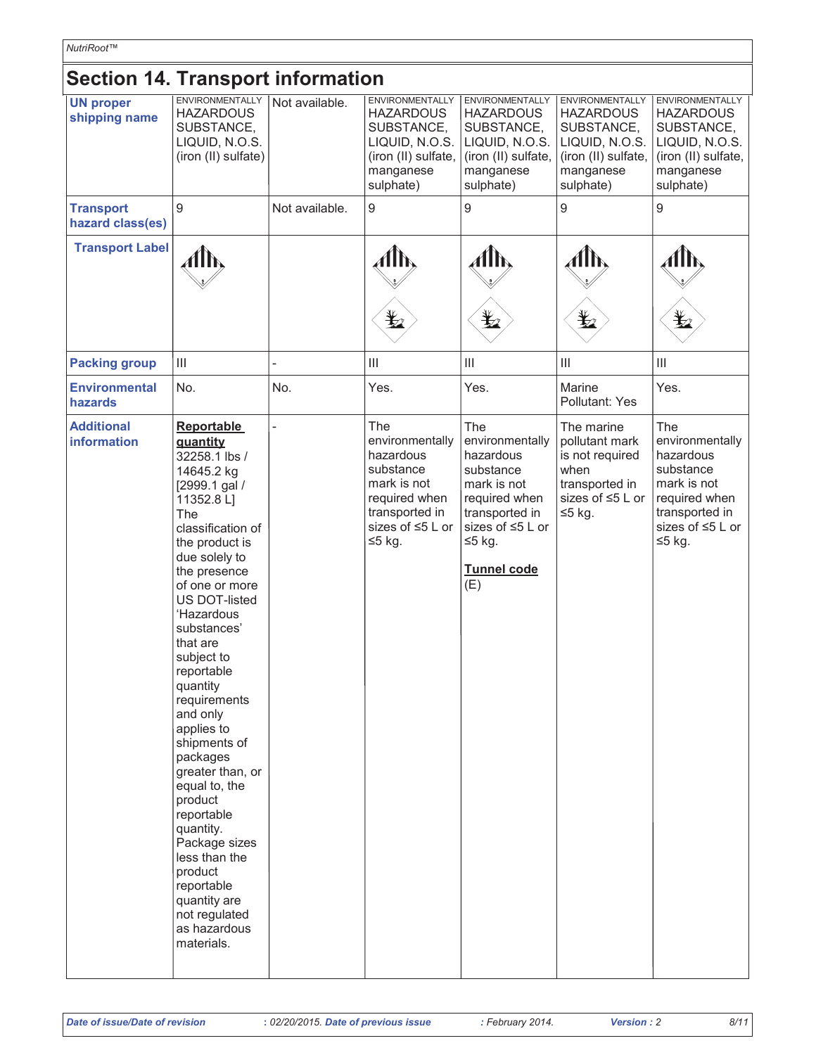## Section 14. Transport information

| UN proper shipping name | ENVIRONMENTALLY HAZARDOUS SUBSTANCE, LIQUID, N.O.S. (iron (II) sulfate) | Not available. | ENVIRONMENTALLY HAZARDOUS SUBSTANCE, LIQUID, N.O.S. (iron (II) sulfate, manganese sulphate) | ENVIRONMENTALLY HAZARDOUS SUBSTANCE, LIQUID, N.O.S. (iron (II) sulfate, manganese sulphate) | ENVIRONMENTALLY HAZARDOUS SUBSTANCE, LIQUID, N.O.S. (iron (II) sulfate, manganese sulphate) | ENVIRONMENTALLY HAZARDOUS SUBSTANCE, LIQUID, N.O.S. (iron (II) sulfate, manganese sulphate) |
|---|---|---|---|---|---|---|
| **Transport hazard class(es)** | 9 | Not available. | 9 | 9 | 9 | 9 |
| **Transport Label** | | | | | | |
| **Packing group** | III | - | III | III | III | III |
| **Environmental hazards** | No. | No. | Yes. | Yes. | Marine Pollutant: Yes | Yes. |
| **Additional information** | **Reportable quantity** 32258.1 lbs / 14645.2 kg [2999.1 gal / 11352.8 L] The classification of the product is due solely to the presence of one or more US DOT-listed 'Hazardous substances' that are subject to reportable quantity requirements and only applies to shipments of packages greater than, or equal to, the product reportable quantity. Package sizes less than the product reportable quantity are not regulated as hazardous materials. | - | The environmentally hazardous substance mark is not required when transported in sizes of ≤5 L or ≤5 kg. | The environmentally hazardous substance mark is not required when transported in sizes of ≤5 L or ≤5 kg. **Tunnel code** (E) | The marine pollutant mark is not required when transported in sizes of ≤5 L or ≤5 kg. | The environmentally hazardous substance mark is not required when transported in sizes of ≤5 L or ≤5 kg. |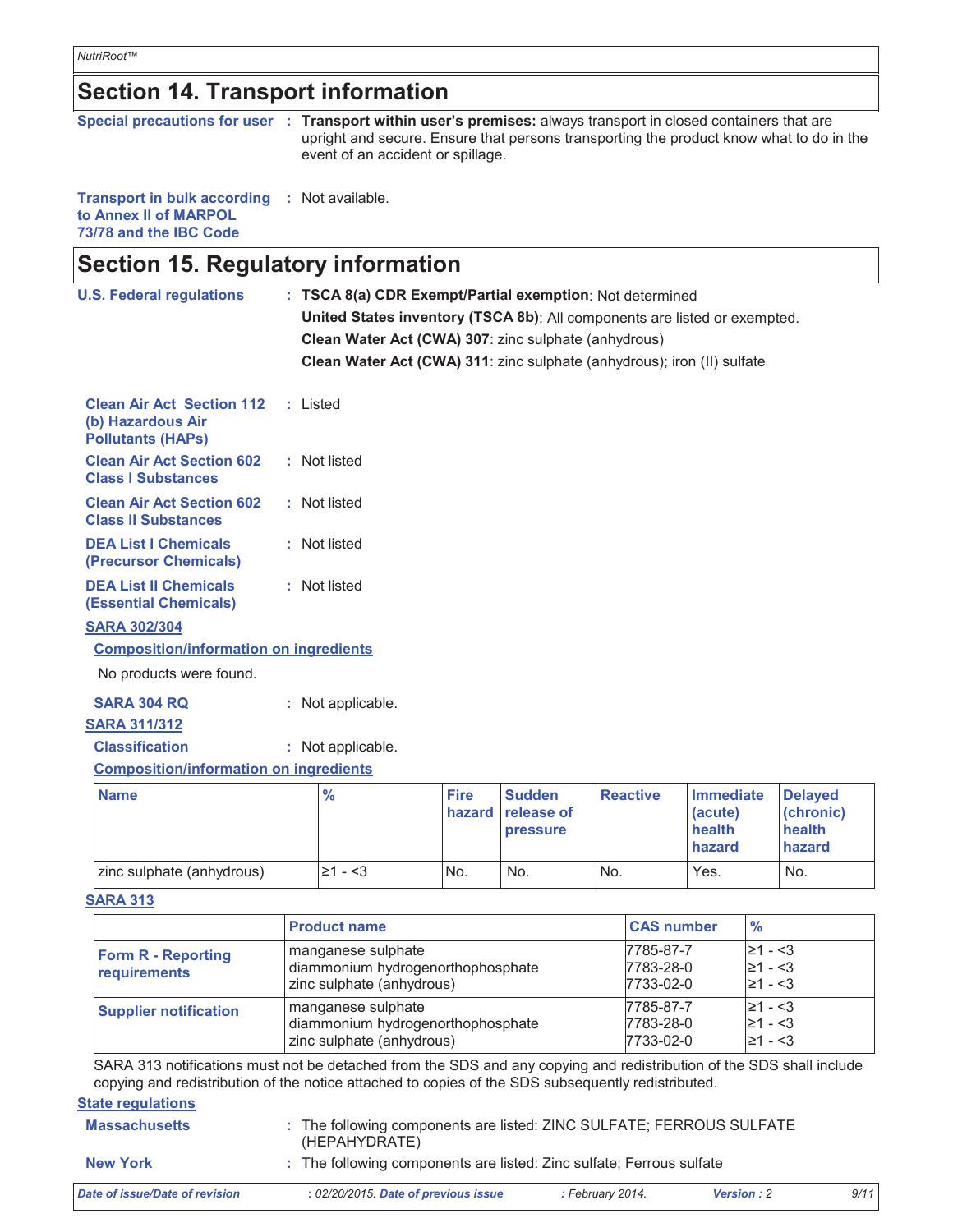## Section 14. Transport information

**Special precautions for user** : **Transport within user's premises:** always transport in closed containers that are upright and secure. Ensure that persons transporting the product know what to do in the event of an accident or spillage.

**Transport in bulk according to Annex II of MARPOL 73/78 and the IBC Code** : Not available.

## Section 15. Regulatory information

**U.S. Federal regulations** : **TSCA 8(a) CDR Exempt/Partial exemption**: Not determined

**United States inventory (TSCA 8b)**: All components are listed or exempted.

**Clean Water Act (CWA) 307**: zinc sulphate (anhydrous)

**Clean Water Act (CWA) 311**: zinc sulphate (anhydrous); iron (II) sulfate

**Clean Air Act Section 112 (b) Hazardous Air Pollutants (HAPs)** : Listed

**Clean Air Act Section 602 Class I Substances** : Not listed

**Clean Air Act Section 602 Class II Substances** : Not listed

**DEA List I Chemicals (Precursor Chemicals)** : Not listed

**DEA List II Chemicals (Essential Chemicals)** : Not listed

**SARA 302/304**

**Composition/information on ingredients**

No products were found.

**SARA 304 RQ** : Not applicable.

**SARA 311/312**

**Classification** : Not applicable.

**Composition/information on ingredients**

| Name | % | Fire hazard | Sudden release of pressure | Reactive | Immediate (acute) health hazard | Delayed (chronic) health hazard |
|---|---|---|---|---|---|---|
| zinc sulphate (anhydrous) | ≥1 - <3 | No. | No. | No. | Yes. | No. |

**SARA 313**

| | Product name | CAS number | % |
|---|---|---|---|
| **Form R - Reporting requirements** | manganese sulphate | 7785-87-7 | ≥1 - <3 |
| | diammonium hydrogenorthophosphate | 7783-28-0 | ≥1 - <3 |
| | zinc sulphate (anhydrous) | 7733-02-0 | ≥1 - <3 |
| **Supplier notification** | manganese sulphate | 7785-87-7 | ≥1 - <3 |
| | diammonium hydrogenorthophosphate | 7783-28-0 | ≥1 - <3 |
| | zinc sulphate (anhydrous) | 7733-02-0 | ≥1 - <3 |

SARA 313 notifications must not be detached from the SDS and any copying and redistribution of the SDS shall include copying and redistribution of the notice attached to copies of the SDS subsequently redistributed.

**State regulations**

**Massachusetts** : The following components are listed: ZINC SULFATE; FERROUS SULFATE (HEPAHYDRATE)

**New York** : The following components are listed: Zinc sulfate; Ferrous sulfate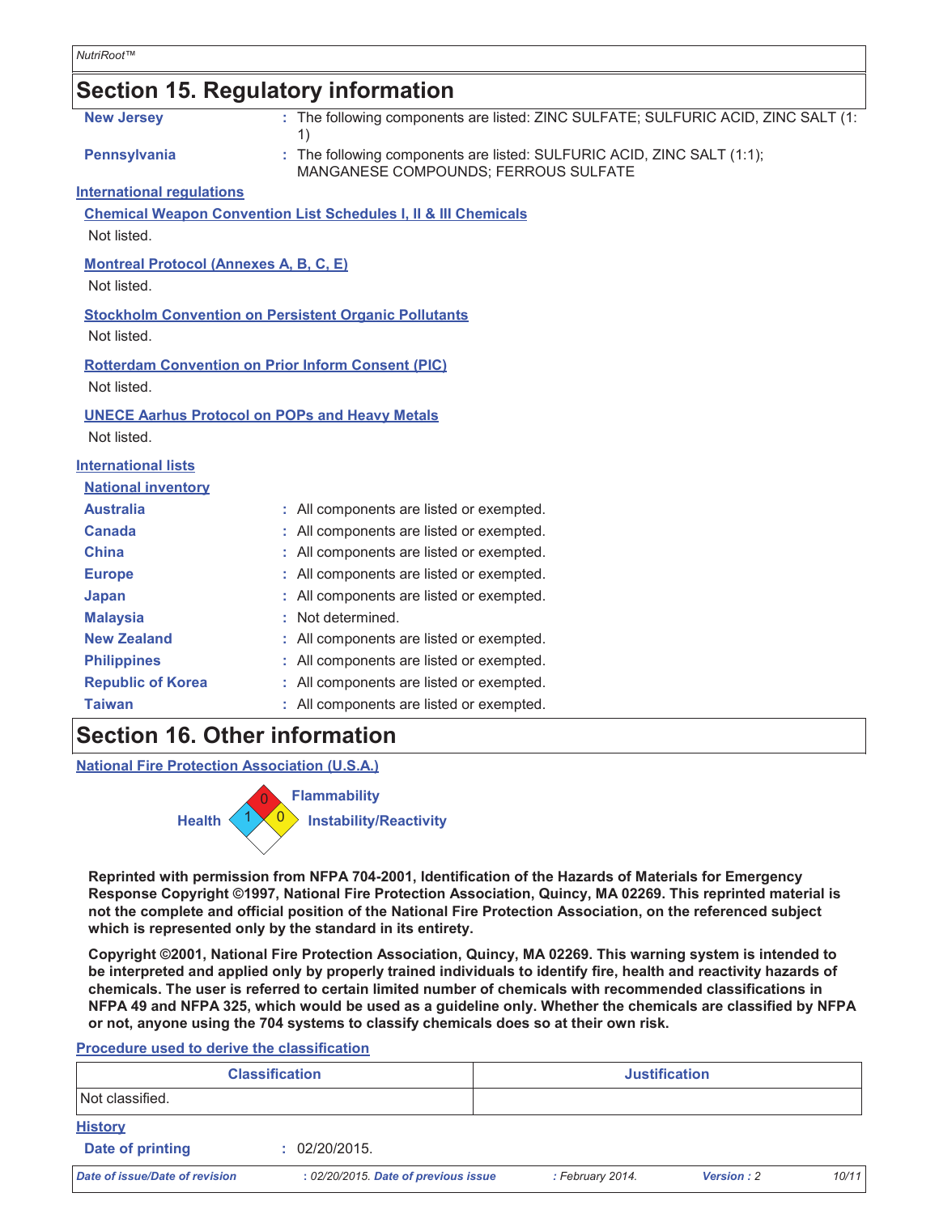## Section 15. Regulatory information

**New Jersey** : The following components are listed: ZINC SULFATE; SULFURIC ACID, ZINC SALT (1: 1)

**Pennsylvania** : The following components are listed: SULFURIC ACID, ZINC SALT (1:1); MANGANESE COMPOUNDS; FERROUS SULFATE

**International regulations**

**Chemical Weapon Convention List Schedules I, II & III Chemicals**

Not listed.

**Montreal Protocol (Annexes A, B, C, E)**

Not listed.

**Stockholm Convention on Persistent Organic Pollutants**

Not listed.

**Rotterdam Convention on Prior Inform Consent (PIC)**

Not listed.

**UNECE Aarhus Protocol on POPs and Heavy Metals**

Not listed.

**International lists**

**National inventory**

**Australia** : All components are listed or exempted.

**Canada** : All components are listed or exempted.

**China** : All components are listed or exempted.

**Europe** : All components are listed or exempted.

**Japan** : All components are listed or exempted.

**Malaysia** : Not determined.

**New Zealand** : All components are listed or exempted.

**Philippines** : All components are listed or exempted.

**Republic of Korea** : All components are listed or exempted.

**Taiwan** : All components are listed or exempted.

## Section 16. Other information

**National Fire Protection Association (U.S.A.)**

Health: 1
Flammability: 0
Instability/Reactivity: 0

**Reprinted with permission from NFPA 704-2001, Identification of the Hazards of Materials for Emergency Response Copyright ©1997, National Fire Protection Association, Quincy, MA 02269. This reprinted material is not the complete and official position of the National Fire Protection Association, on the referenced subject which is represented only by the standard in its entirety.**

**Copyright ©2001, National Fire Protection Association, Quincy, MA 02269. This warning system is intended to be interpreted and applied only by properly trained individuals to identify fire, health and reactivity hazards of chemicals. The user is referred to certain limited number of chemicals with recommended classifications in NFPA 49 and NFPA 325, which would be used as a guideline only. Whether the chemicals are classified by NFPA or not, anyone using the 704 systems to classify chemicals does so at their own risk.**

**Procedure used to derive the classification**

| Classification | Justification |
| --- | --- |
| Not classified. | |

**History**

**Date of printing** : 02/20/2015.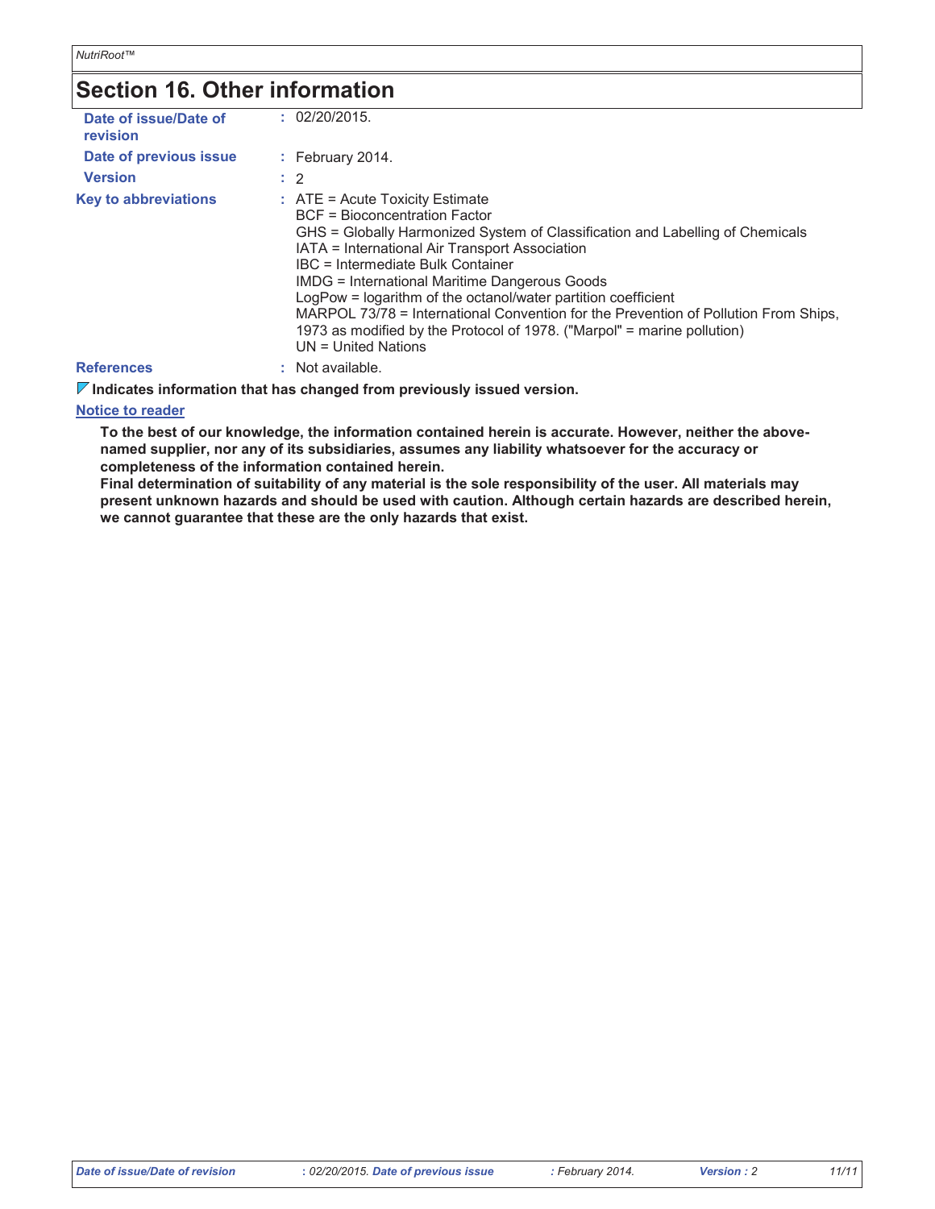## Section 16. Other information

**Date of issue/Date of revision** : 02/20/2015.

**Date of previous issue** : February 2014.

**Version** : 2

**Key to abbreviations** : ATE = Acute Toxicity Estimate
BCF = Bioconcentration Factor
GHS = Globally Harmonized System of Classification and Labelling of Chemicals
IATA = International Air Transport Association
IBC = Intermediate Bulk Container
IMDG = International Maritime Dangerous Goods
LogPow = logarithm of the octanol/water partition coefficient
MARPOL 73/78 = International Convention for the Prevention of Pollution From Ships, 1973 as modified by the Protocol of 1978. ("Marpol" = marine pollution)
UN = United Nations

**References** : Not available.

**Indicates information that has changed from previously issued version.**

**Notice to reader**

**To the best of our knowledge, the information contained herein is accurate. However, neither the above-named supplier, nor any of its subsidiaries, assumes any liability whatsoever for the accuracy or completeness of the information contained herein.**
**Final determination of suitability of any material is the sole responsibility of the user. All materials may present unknown hazards and should be used with caution. Although certain hazards are described herein, we cannot guarantee that these are the only hazards that exist.**